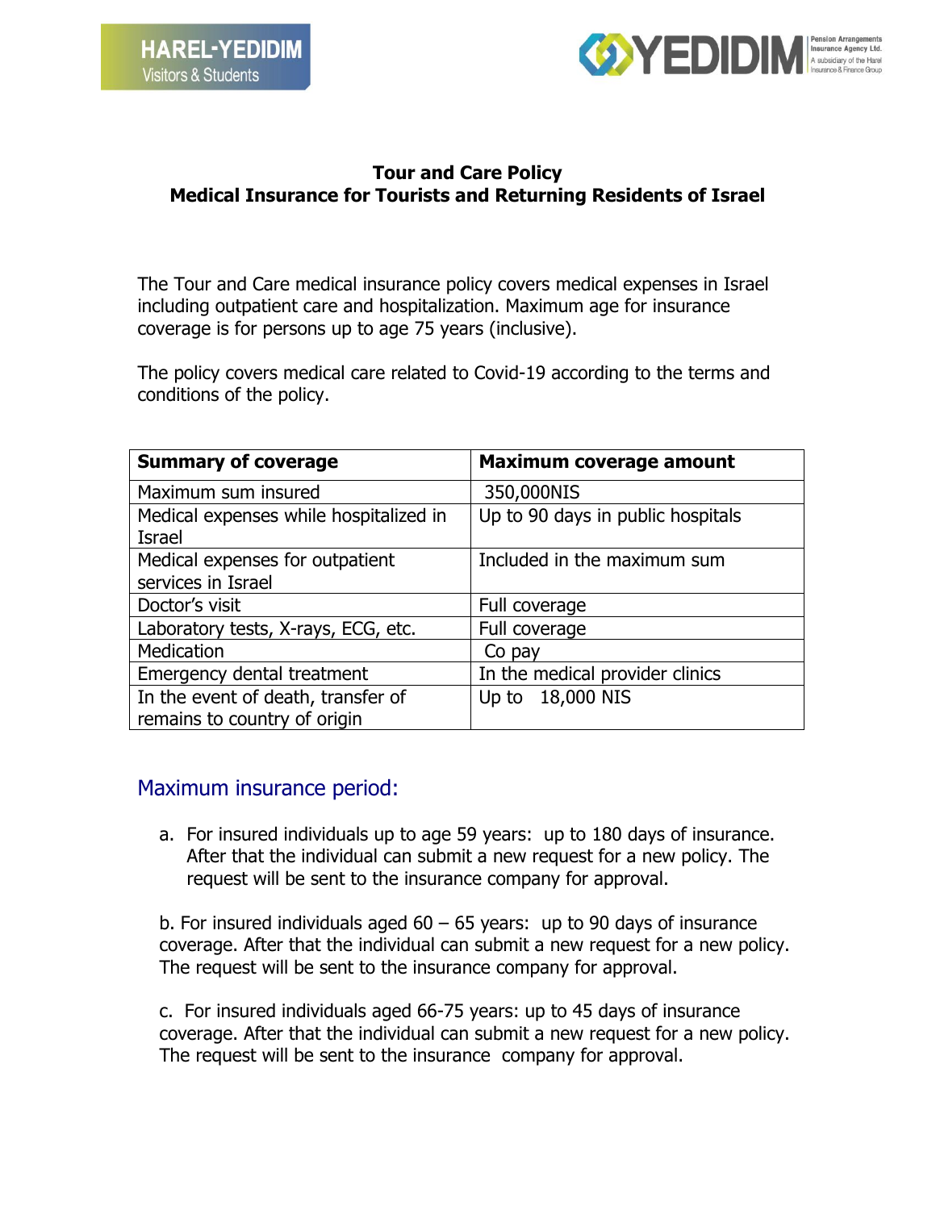HAREL-YEDIDIM
Visitors & Students

YEDIDIM Pension Arrangements Insurance Agency Ltd. A subsidiary of the Harel Insurance & Finance Group

**Tour and Care Policy**
**Medical Insurance for Tourists and Returning Residents of Israel**

The Tour and Care medical insurance policy covers medical expenses in Israel including outpatient care and hospitalization. Maximum age for insurance coverage is for persons up to age 75 years (inclusive).

The policy covers medical care related to Covid-19 according to the terms and conditions of the policy.

| **Summary of coverage** | **Maximum coverage amount** |
|---|---|
| Maximum sum insured | 350,000NIS |
| Medical expenses while hospitalized in Israel | Up to 90 days in public hospitals |
| Medical expenses for outpatient services in Israel | Included in the maximum sum |
| Doctor's visit | Full coverage |
| Laboratory tests, X-rays, ECG, etc. | Full coverage |
| Medication | Co pay |
| Emergency dental treatment | In the medical provider clinics |
| In the event of death, transfer of remains to country of origin | Up to 18,000 NIS |

## Maximum insurance period:

a. For insured individuals up to age 59 years: up to 180 days of insurance. After that the individual can submit a new request for a new policy. The request will be sent to the insurance company for approval.

b. For insured individuals aged 60 – 65 years: up to 90 days of insurance coverage. After that the individual can submit a new request for a new policy. The request will be sent to the insurance company for approval.

c. For insured individuals aged 66-75 years: up to 45 days of insurance coverage. After that the individual can submit a new request for a new policy. The request will be sent to the insurance company for approval.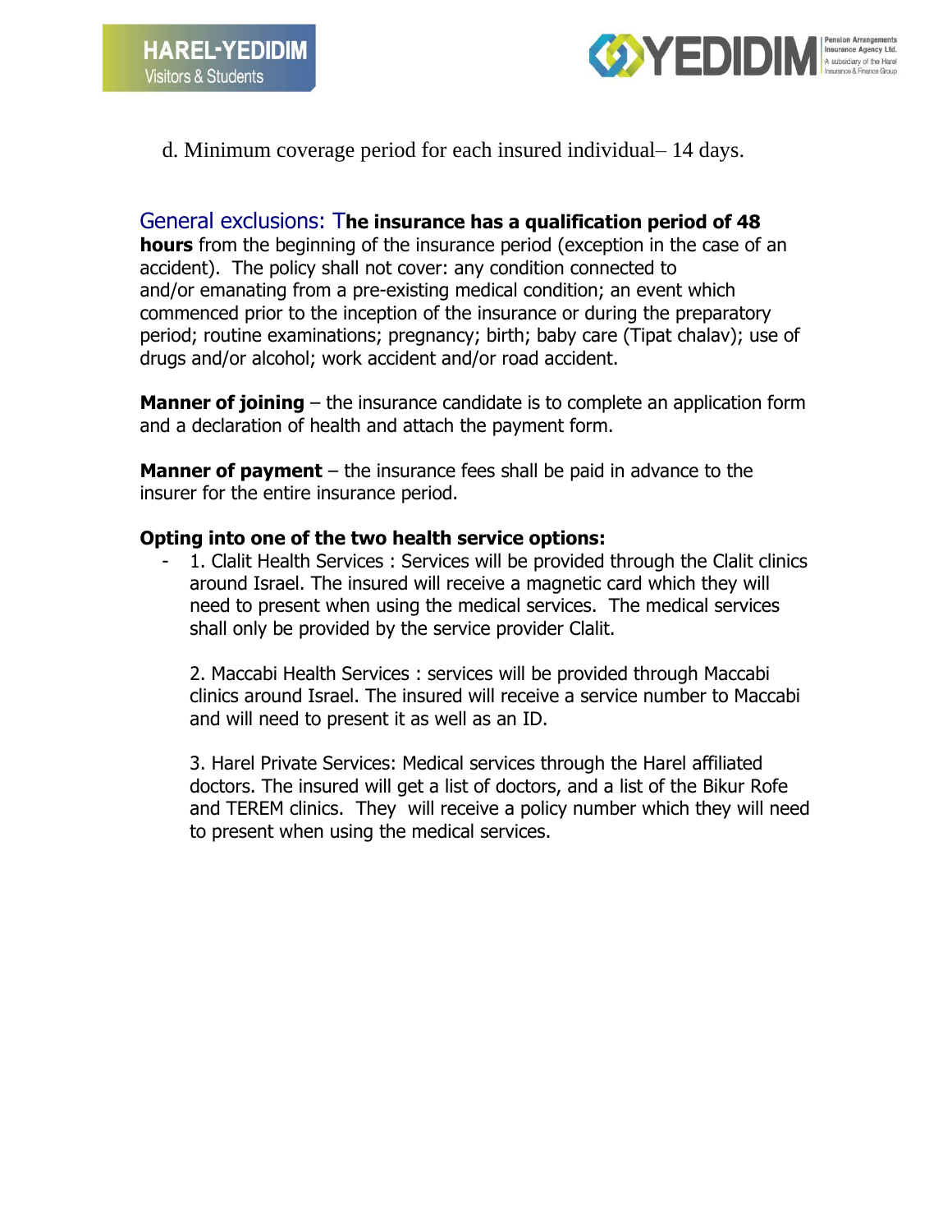d. Minimum coverage period for each insured individual– 14 days.

General exclusions: T**he insurance has a qualification period of 48 hours** from the beginning of the insurance period (exception in the case of an accident). The policy shall not cover: any condition connected to and/or emanating from a pre-existing medical condition; an event which commenced prior to the inception of the insurance or during the preparatory period; routine examinations; pregnancy; birth; baby care (Tipat chalav); use of drugs and/or alcohol; work accident and/or road accident.

**Manner of joining** – the insurance candidate is to complete an application form and a declaration of health and attach the payment form.

**Manner of payment** – the insurance fees shall be paid in advance to the insurer for the entire insurance period.

**Opting into one of the two health service options:**

- 1. Clalit Health Services : Services will be provided through the Clalit clinics around Israel. The insured will receive a magnetic card which they will need to present when using the medical services. The medical services shall only be provided by the service provider Clalit.

  2. Maccabi Health Services : services will be provided through Maccabi clinics around Israel. The insured will receive a service number to Maccabi and will need to present it as well as an ID.

  3. Harel Private Services: Medical services through the Harel affiliated doctors. The insured will get a list of doctors, and a list of the Bikur Rofe and TEREM clinics. They will receive a policy number which they will need to present when using the medical services.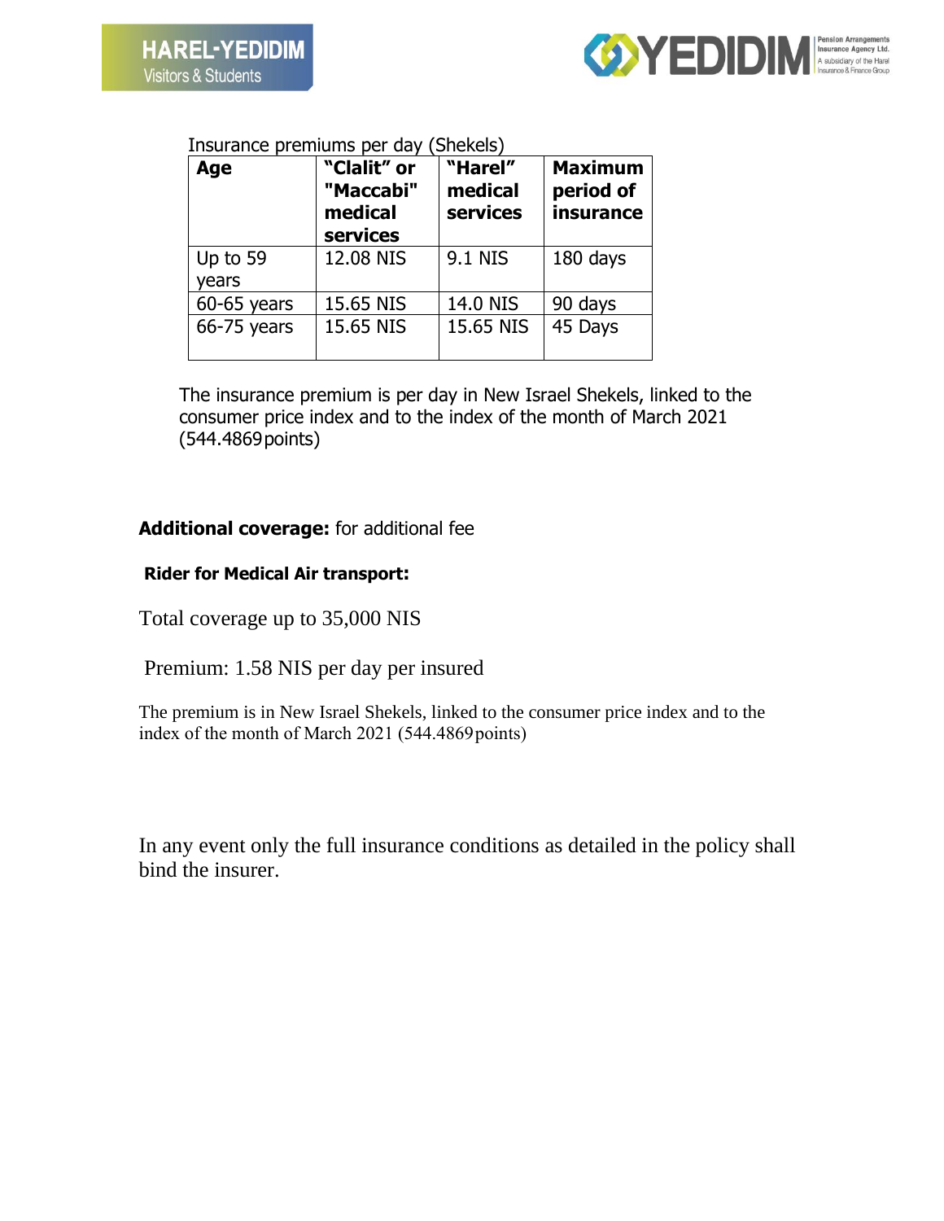Insurance premiums per day (Shekels)

| Age | "Clalit" or "Maccabi" medical services | "Harel" medical services | Maximum period of insurance |
|---|---|---|---|
| Up to 59 years | 12.08 NIS | 9.1 NIS | 180 days |
| 60-65 years | 15.65 NIS | 14.0 NIS | 90 days |
| 66-75 years | 15.65 NIS | 15.65 NIS | 45 Days |

The insurance premium is per day in New Israel Shekels, linked to the consumer price index and to the index of the month of March 2021 (544.4869 points)

**Additional coverage:** for additional fee

**Rider for Medical Air transport:**

Total coverage up to 35,000 NIS

Premium: 1.58 NIS per day per insured

The premium is in New Israel Shekels, linked to the consumer price index and to the index of the month of March 2021 (544.4869 points)

In any event only the full insurance conditions as detailed in the policy shall bind the insurer.